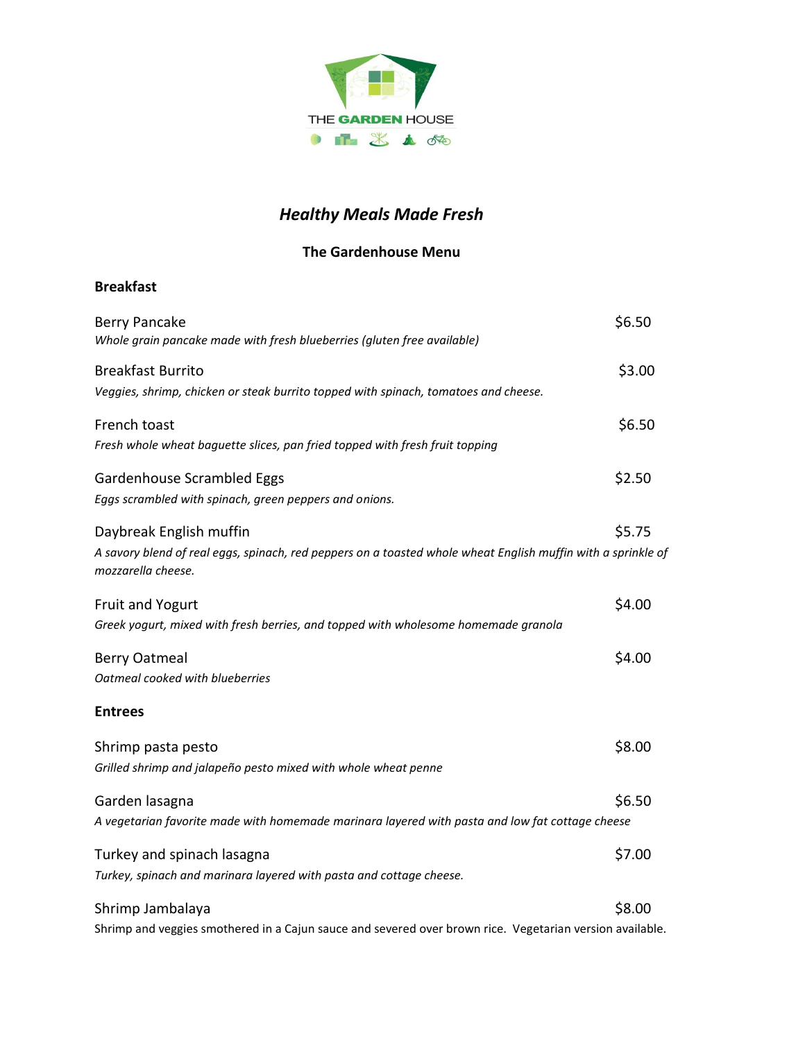THE GARDEN HOUSE

# *Healthy Meals Made Fresh*

## The Gardenhouse Menu

### Breakfast

Berry Pancake — $6.50
*Whole grain pancake made with fresh blueberries (gluten free available)*

Breakfast Burrito — $3.00
*Veggies, shrimp, chicken or steak burrito topped with spinach, tomatoes and cheese.*

French toast — $6.50
*Fresh whole wheat baguette slices, pan fried topped with fresh fruit topping*

Gardenhouse Scrambled Eggs — $2.50
*Eggs scrambled with spinach, green peppers and onions.*

Daybreak English muffin — $5.75
*A savory blend of real eggs, spinach, red peppers on a toasted whole wheat English muffin with a sprinkle of mozzarella cheese.*

Fruit and Yogurt — $4.00
*Greek yogurt, mixed with fresh berries, and topped with wholesome homemade granola*

Berry Oatmeal — $4.00
*Oatmeal cooked with blueberries*

### Entrees

Shrimp pasta pesto — $8.00
*Grilled shrimp and jalapeño pesto mixed with whole wheat penne*

Garden lasagna — $6.50
*A vegetarian favorite made with homemade marinara layered with pasta and low fat cottage cheese*

Turkey and spinach lasagna — $7.00
*Turkey, spinach and marinara layered with pasta and cottage cheese.*

Shrimp Jambalaya — $8.00
Shrimp and veggies smothered in a Cajun sauce and severed over brown rice. Vegetarian version available.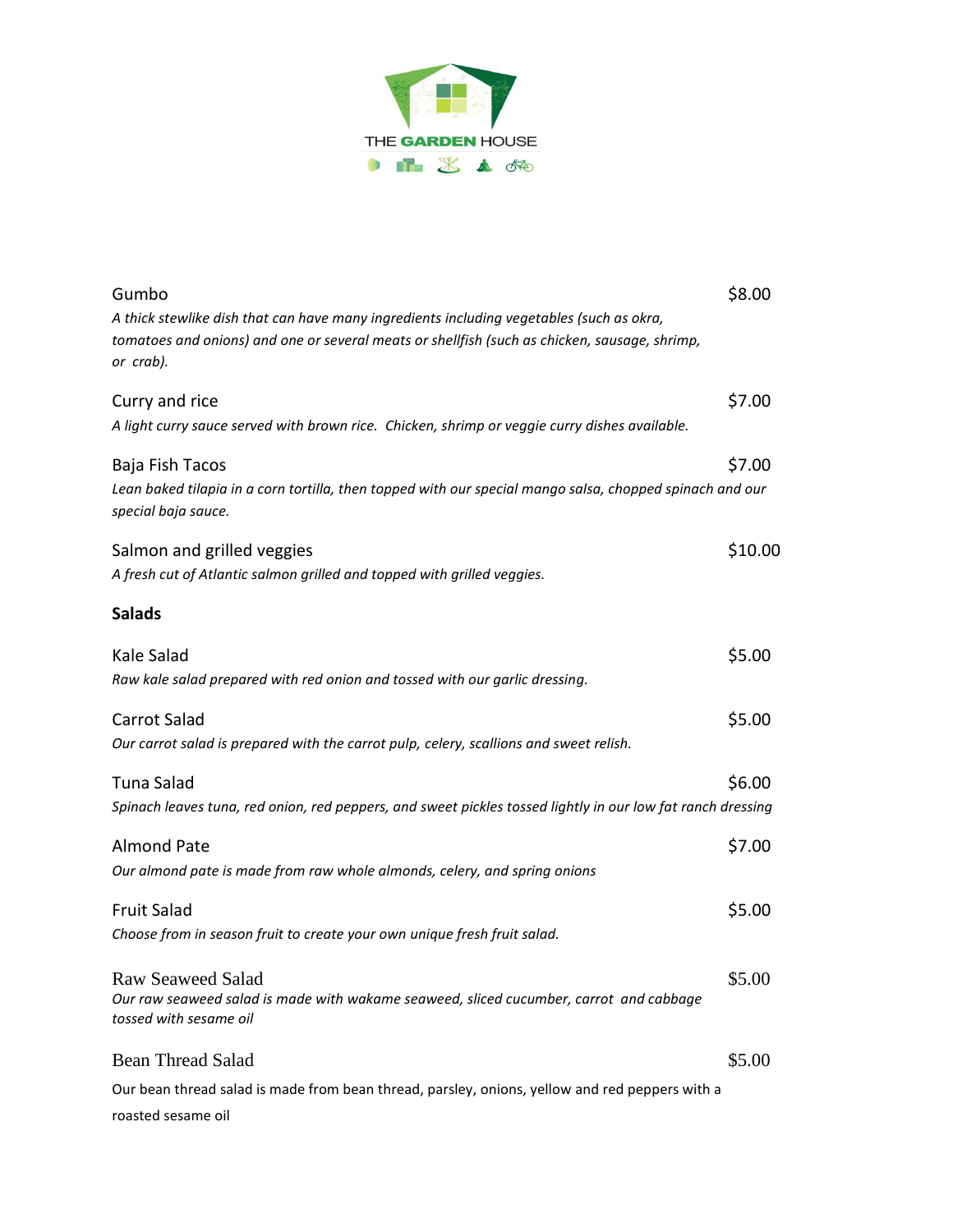THE GARDEN HOUSE

Gumbo $8.00

*A thick stewlike dish that can have many ingredients including vegetables (such as okra, tomatoes and onions) and one or several meats or shellfish (such as chicken, sausage, shrimp, or crab).*

Curry and rice $7.00

*A light curry sauce served with brown rice. Chicken, shrimp or veggie curry dishes available.*

Baja Fish Tacos $7.00

*Lean baked tilapia in a corn tortilla, then topped with our special mango salsa, chopped spinach and our special baja sauce.*

Salmon and grilled veggies $10.00

*A fresh cut of Atlantic salmon grilled and topped with grilled veggies.*

## Salads

Kale Salad $5.00

*Raw kale salad prepared with red onion and tossed with our garlic dressing.*

Carrot Salad $5.00

*Our carrot salad is prepared with the carrot pulp, celery, scallions and sweet relish.*

Tuna Salad $6.00

*Spinach leaves tuna, red onion, red peppers, and sweet pickles tossed lightly in our low fat ranch dressing*

Almond Pate $7.00

*Our almond pate is made from raw whole almonds, celery, and spring onions*

Fruit Salad $5.00

*Choose from in season fruit to create your own unique fresh fruit salad.*

Raw Seaweed Salad $5.00

*Our raw seaweed salad is made with wakame seaweed, sliced cucumber, carrot and cabbage tossed with sesame oil*

Bean Thread Salad $5.00

Our bean thread salad is made from bean thread, parsley, onions, yellow and red peppers with a roasted sesame oil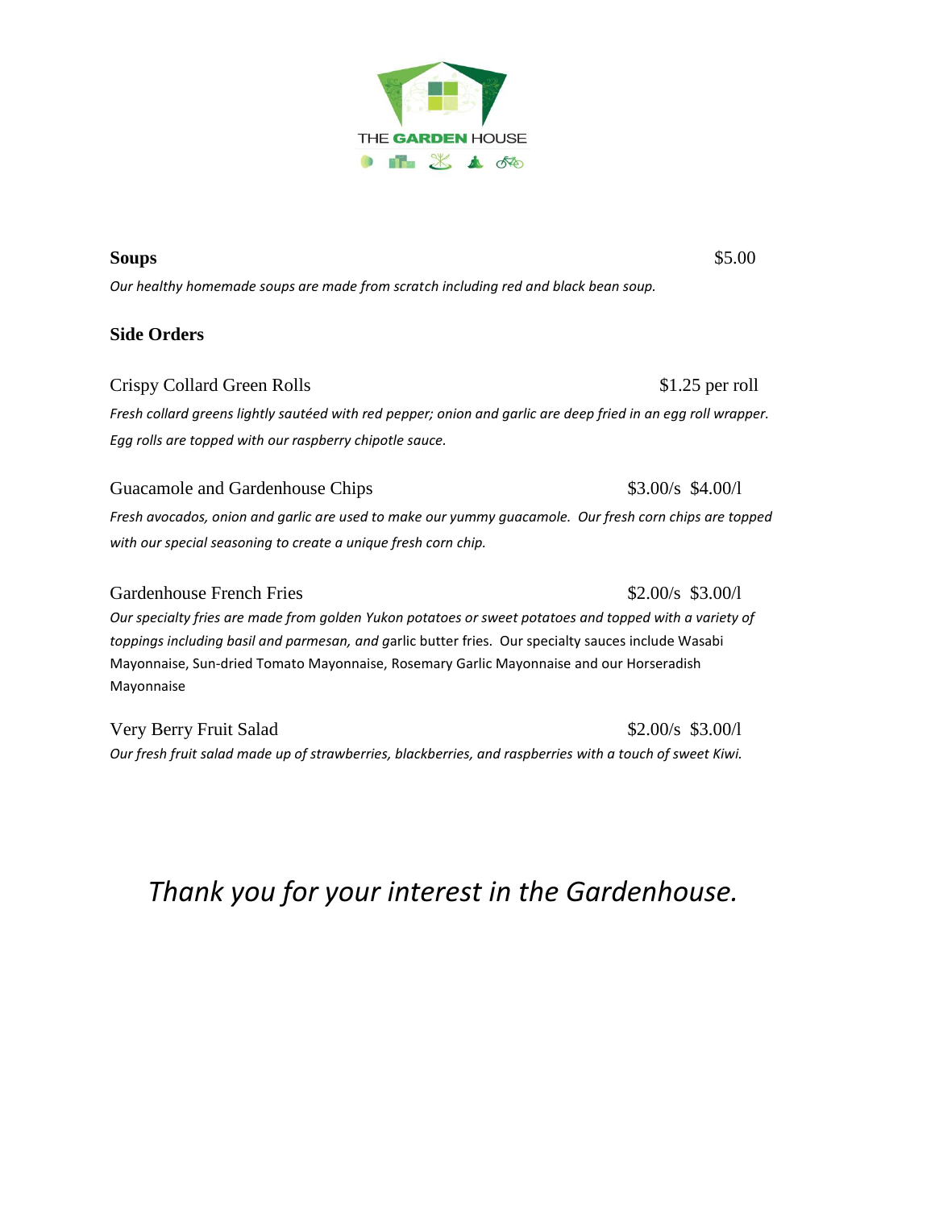THE GARDEN HOUSE

**Soups** $5.00

*Our healthy homemade soups are made from scratch including red and black bean soup.*

**Side Orders**

Crispy Collard Green Rolls $1.25 per roll

*Fresh collard greens lightly sautéed with red pepper; onion and garlic are deep fried in an egg roll wrapper. Egg rolls are topped with our raspberry chipotle sauce.*

Guacamole and Gardenhouse Chips $3.00/s $4.00/l

*Fresh avocados, onion and garlic are used to make our yummy guacamole. Our fresh corn chips are topped with our special seasoning to create a unique fresh corn chip.*

Gardenhouse French Fries $2.00/s $3.00/l

*Our specialty fries are made from golden Yukon potatoes or sweet potatoes and topped with a variety of toppings including basil and parmesan, and* garlic butter fries. Our specialty sauces include Wasabi Mayonnaise, Sun-dried Tomato Mayonnaise, Rosemary Garlic Mayonnaise and our Horseradish Mayonnaise

Very Berry Fruit Salad $2.00/s $3.00/l

*Our fresh fruit salad made up of strawberries, blackberries, and raspberries with a touch of sweet Kiwi.*

*Thank you for your interest in the Gardenhouse.*